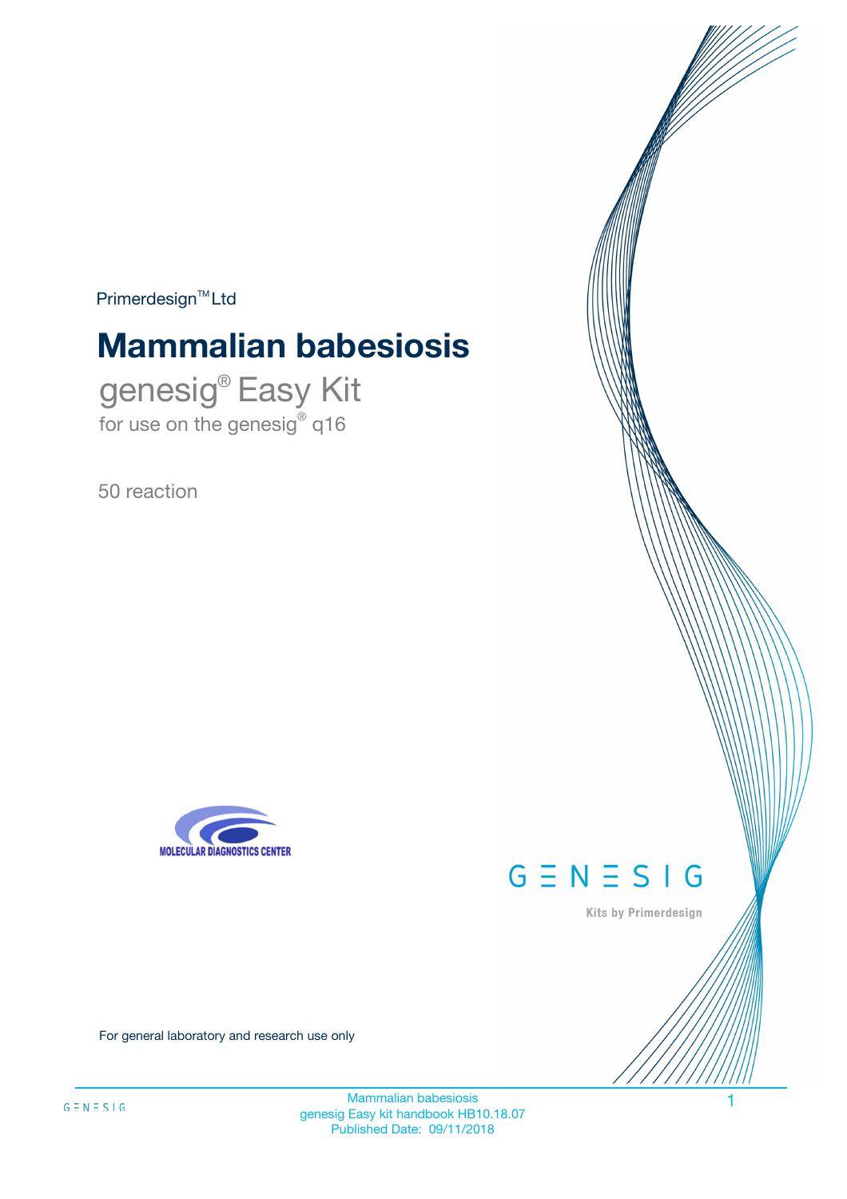Primerdesign™ Ltd

# Mammalian babesiosis

## genesig® Easy Kit

for use on the genesig® q16

50 reaction

MOLECULAR DIAGNOSTICS CENTER

GENESIG

Kits by Primerdesign

For general laboratory and research use only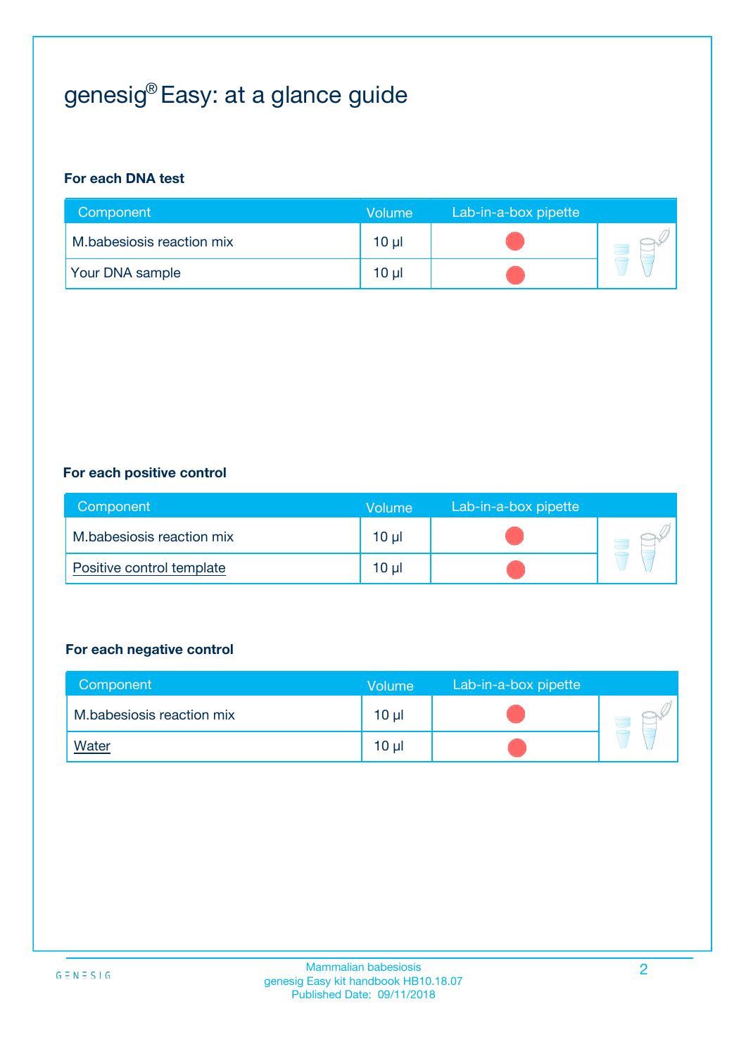# genesig® Easy: at a glance guide

**For each DNA test**

| Component | Volume | Lab-in-a-box pipette |
|---|---|---|
| M.babesiosis reaction mix | 10 µl | |
| Your DNA sample | 10 µl | |

**For each positive control**

| Component | Volume | Lab-in-a-box pipette |
|---|---|---|
| M.babesiosis reaction mix | 10 µl | |
| Positive control template | 10 µl | |

**For each negative control**

| Component | Volume | Lab-in-a-box pipette |
|---|---|---|
| M.babesiosis reaction mix | 10 µl | |
| Water | 10 µl | |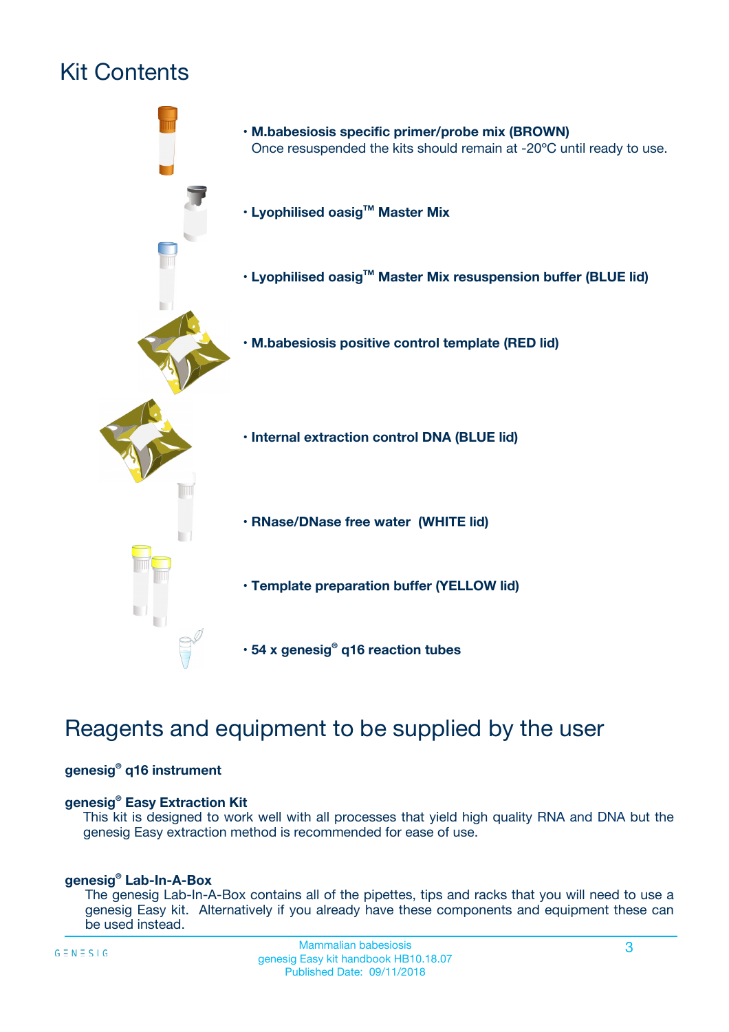# Kit Contents

- **M.babesiosis specific primer/probe mix (BROWN)**
  Once resuspended the kits should remain at -20ºC until ready to use.
- **Lyophilised oasig™ Master Mix**
- **Lyophilised oasig™ Master Mix resuspension buffer (BLUE lid)**
- **M.babesiosis positive control template (RED lid)**
- **Internal extraction control DNA (BLUE lid)**
- **RNase/DNase free water (WHITE lid)**
- **Template preparation buffer (YELLOW lid)**
- **54 x genesig® q16 reaction tubes**

# Reagents and equipment to be supplied by the user

**genesig® q16 instrument**

**genesig® Easy Extraction Kit**

This kit is designed to work well with all processes that yield high quality RNA and DNA but the genesig Easy extraction method is recommended for ease of use.

**genesig® Lab-In-A-Box**

The genesig Lab-In-A-Box contains all of the pipettes, tips and racks that you will need to use a genesig Easy kit. Alternatively if you already have these components and equipment these can be used instead.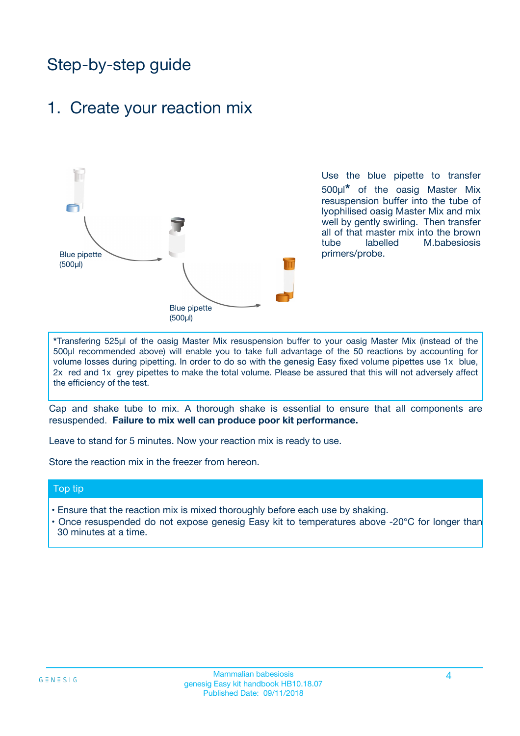# Step-by-step guide

## 1. Create your reaction mix

Blue pipette (500µl)

Blue pipette (500µl)

Use the blue pipette to transfer 500µl* of the oasig Master Mix resuspension buffer into the tube of lyophilised oasig Master Mix and mix well by gently swirling. Then transfer all of that master mix into the brown tube labelled M.babesiosis primers/probe.

*Transfering 525µl of the oasig Master Mix resuspension buffer to your oasig Master Mix (instead of the 500µl recommended above) will enable you to take full advantage of the 50 reactions by accounting for volume losses during pipetting. In order to do so with the genesig Easy fixed volume pipettes use 1x blue, 2x red and 1x grey pipettes to make the total volume. Please be assured that this will not adversely affect the efficiency of the test.

Cap and shake tube to mix. A thorough shake is essential to ensure that all components are resuspended. **Failure to mix well can produce poor kit performance.**

Leave to stand for 5 minutes. Now your reaction mix is ready to use.

Store the reaction mix in the freezer from hereon.

**Top tip**

- Ensure that the reaction mix is mixed thoroughly before each use by shaking.
- Once resuspended do not expose genesig Easy kit to temperatures above -20°C for longer than 30 minutes at a time.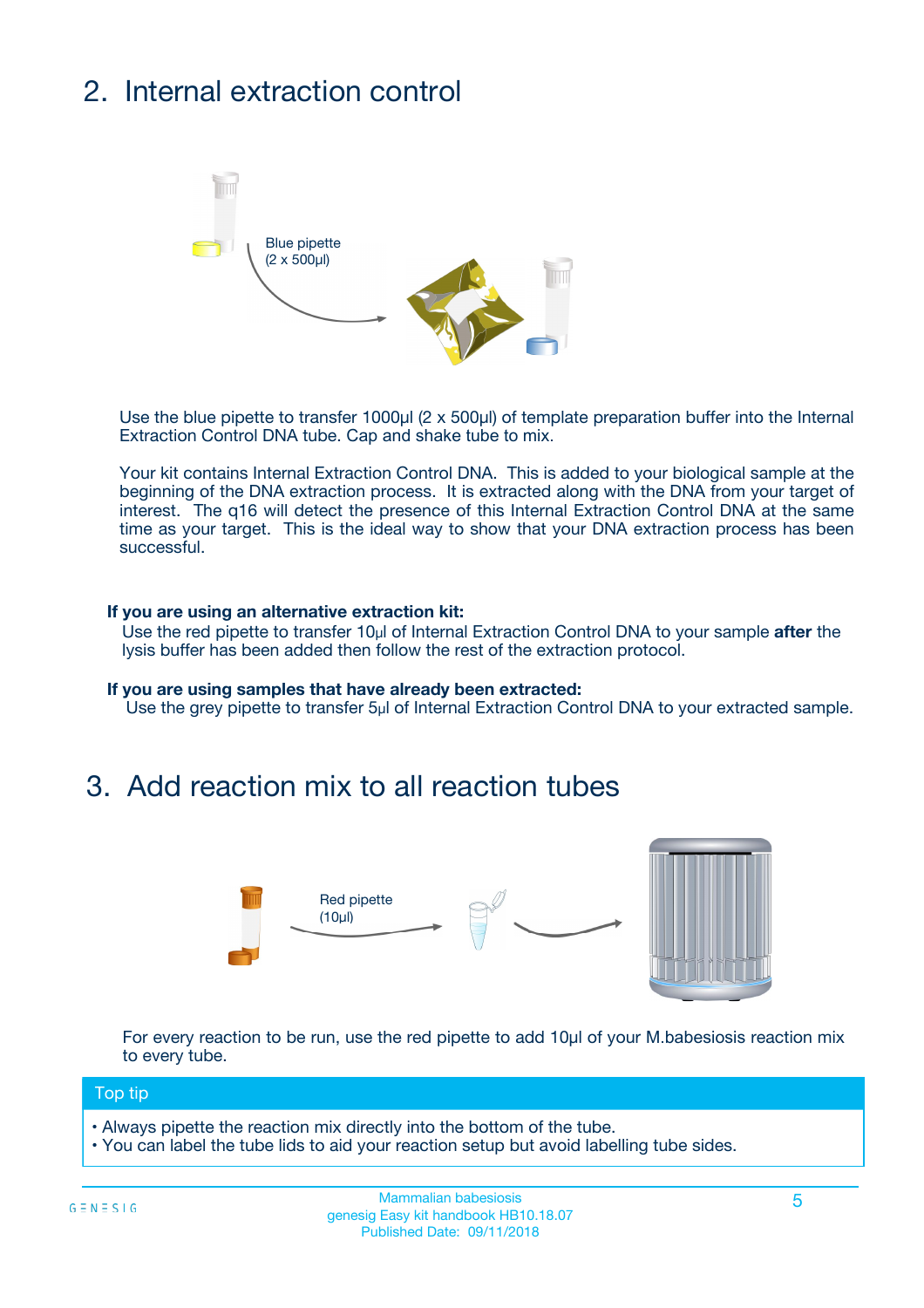## 2. Internal extraction control

Blue pipette
(2 x 500µl)

Use the blue pipette to transfer 1000µl (2 x 500µl) of template preparation buffer into the Internal Extraction Control DNA tube. Cap and shake tube to mix.

Your kit contains Internal Extraction Control DNA. This is added to your biological sample at the beginning of the DNA extraction process. It is extracted along with the DNA from your target of interest. The q16 will detect the presence of this Internal Extraction Control DNA at the same time as your target. This is the ideal way to show that your DNA extraction process has been successful.

**If you are using an alternative extraction kit:**
Use the red pipette to transfer 10µl of Internal Extraction Control DNA to your sample **after** the lysis buffer has been added then follow the rest of the extraction protocol.

**If you are using samples that have already been extracted:**
Use the grey pipette to transfer 5µl of Internal Extraction Control DNA to your extracted sample.

## 3. Add reaction mix to all reaction tubes

Red pipette
(10µl)

For every reaction to be run, use the red pipette to add 10µl of your M.babesiosis reaction mix to every tube.

**Top tip**

- Always pipette the reaction mix directly into the bottom of the tube.
- You can label the tube lids to aid your reaction setup but avoid labelling tube sides.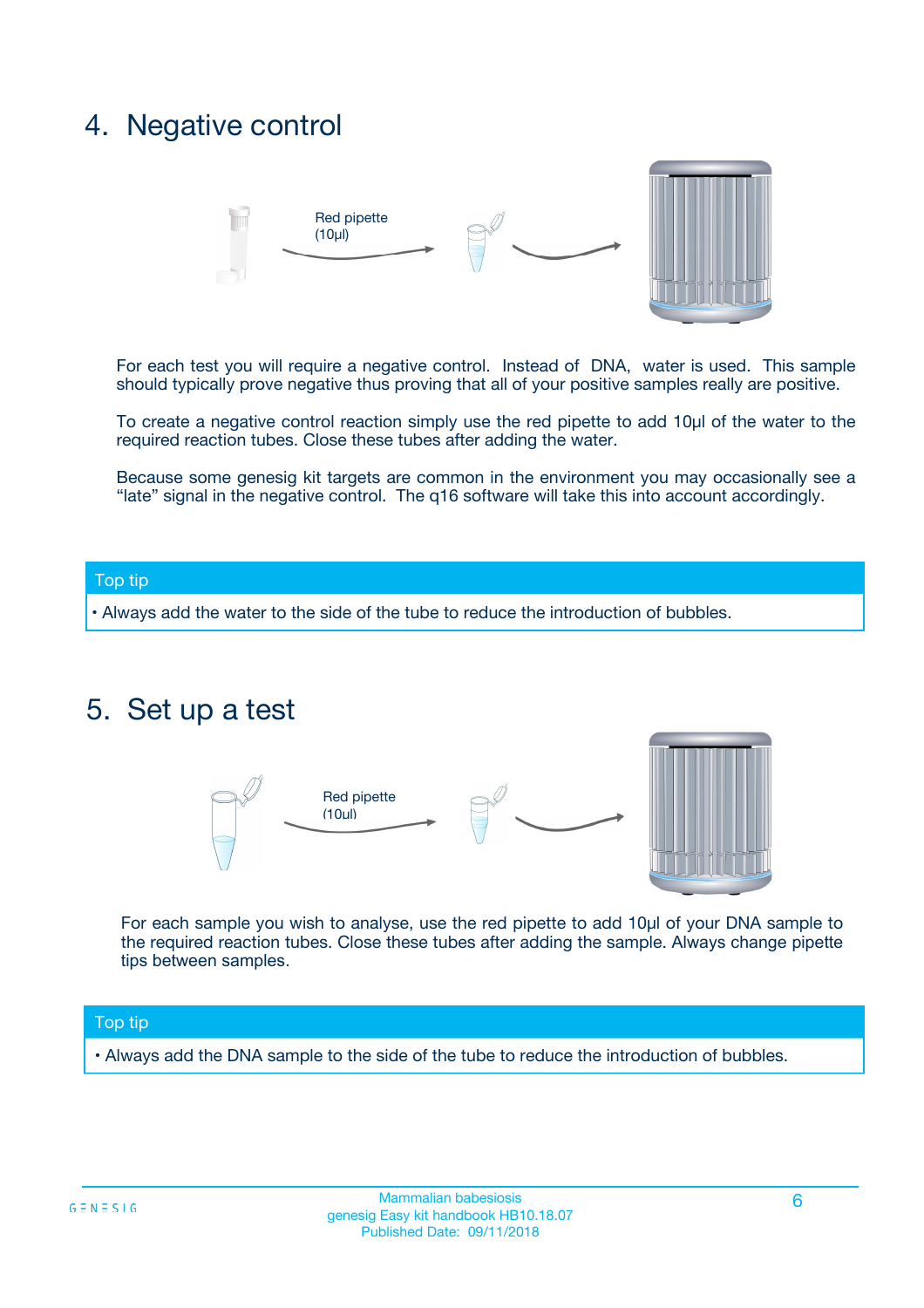## 4. Negative control

Red pipette (10µl)

For each test you will require a negative control. Instead of DNA, water is used. This sample should typically prove negative thus proving that all of your positive samples really are positive.

To create a negative control reaction simply use the red pipette to add 10µl of the water to the required reaction tubes. Close these tubes after adding the water.

Because some genesig kit targets are common in the environment you may occasionally see a "late" signal in the negative control. The q16 software will take this into account accordingly.

**Top tip**

- Always add the water to the side of the tube to reduce the introduction of bubbles.

## 5. Set up a test

Red pipette (10µl)

For each sample you wish to analyse, use the red pipette to add 10µl of your DNA sample to the required reaction tubes. Close these tubes after adding the sample. Always change pipette tips between samples.

**Top tip**

- Always add the DNA sample to the side of the tube to reduce the introduction of bubbles.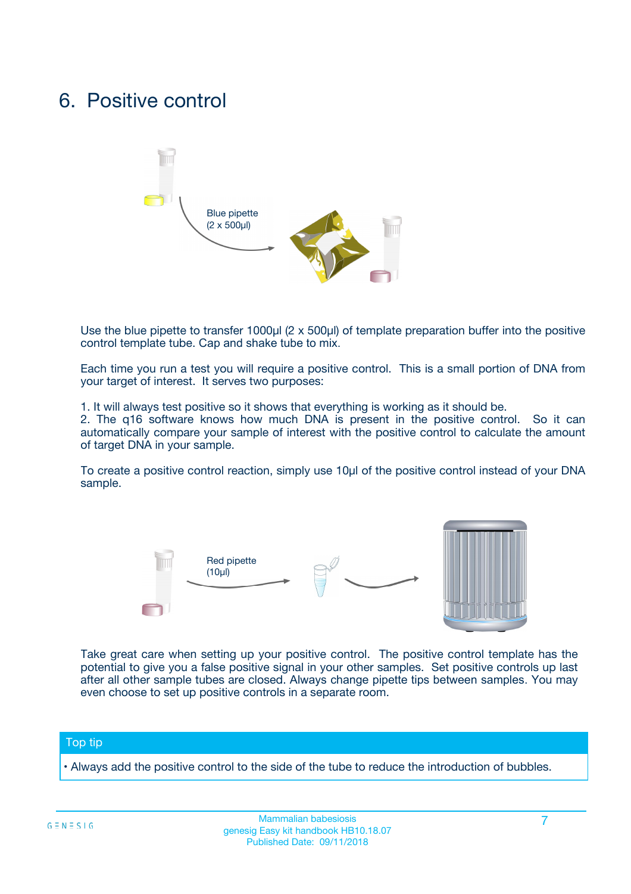# 6. Positive control

Blue pipette
(2 x 500µl)

Use the blue pipette to transfer 1000µl (2 x 500µl) of template preparation buffer into the positive control template tube. Cap and shake tube to mix.

Each time you run a test you will require a positive control. This is a small portion of DNA from your target of interest. It serves two purposes:

1. It will always test positive so it shows that everything is working as it should be.
2. The q16 software knows how much DNA is present in the positive control. So it can automatically compare your sample of interest with the positive control to calculate the amount of target DNA in your sample.

To create a positive control reaction, simply use 10µl of the positive control instead of your DNA sample.

Red pipette
(10µl)

Take great care when setting up your positive control. The positive control template has the potential to give you a false positive signal in your other samples. Set positive controls up last after all other sample tubes are closed. Always change pipette tips between samples. You may even choose to set up positive controls in a separate room.

## Top tip

- Always add the positive control to the side of the tube to reduce the introduction of bubbles.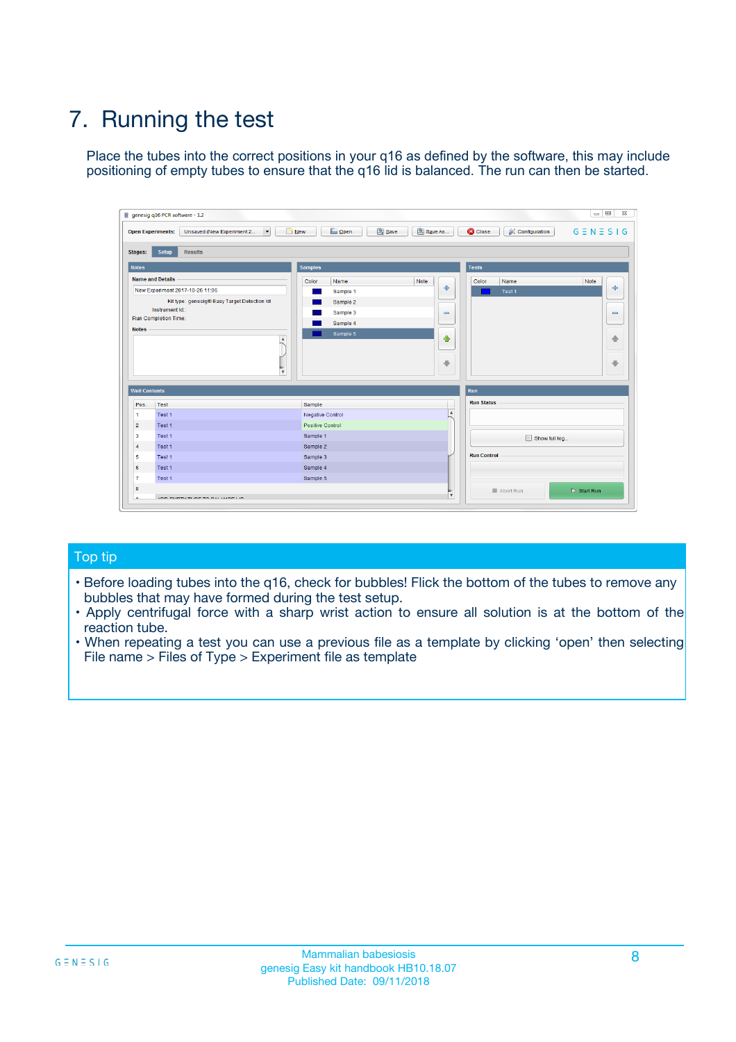# 7. Running the test

Place the tubes into the correct positions in your q16 as defined by the software, this may include positioning of empty tubes to ensure that the q16 lid is balanced. The run can then be started.

## Top tip

- Before loading tubes into the q16, check for bubbles! Flick the bottom of the tubes to remove any bubbles that may have formed during the test setup.
- Apply centrifugal force with a sharp wrist action to ensure all solution is at the bottom of the reaction tube.
- When repeating a test you can use a previous file as a template by clicking 'open' then selecting File name > Files of Type > Experiment file as template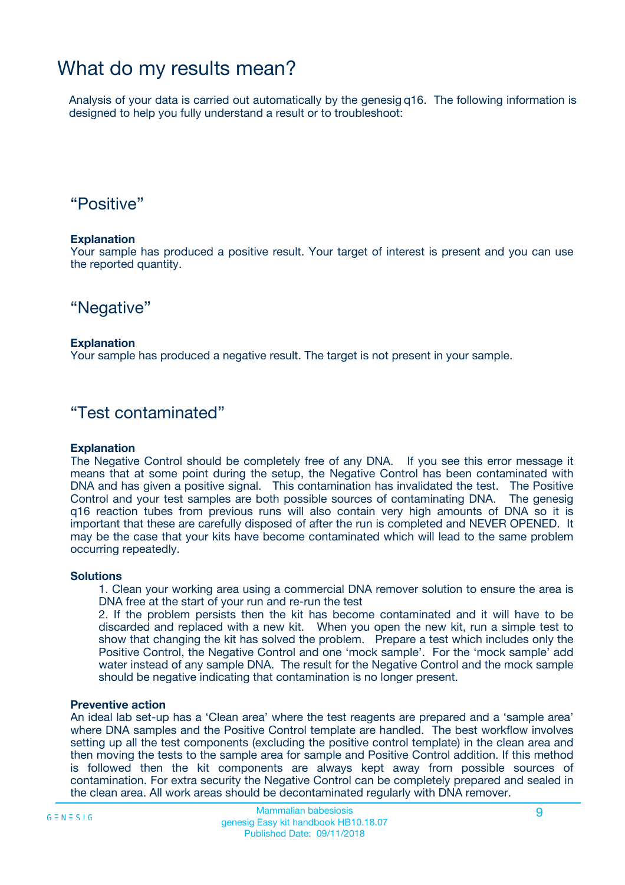# What do my results mean?

Analysis of your data is carried out automatically by the genesig q16. The following information is designed to help you fully understand a result or to troubleshoot:

## “Positive”

**Explanation**
Your sample has produced a positive result. Your target of interest is present and you can use the reported quantity.

## “Negative”

**Explanation**
Your sample has produced a negative result. The target is not present in your sample.

## “Test contaminated”

**Explanation**
The Negative Control should be completely free of any DNA. If you see this error message it means that at some point during the setup, the Negative Control has been contaminated with DNA and has given a positive signal. This contamination has invalidated the test. The Positive Control and your test samples are both possible sources of contaminating DNA. The genesig q16 reaction tubes from previous runs will also contain very high amounts of DNA so it is important that these are carefully disposed of after the run is completed and NEVER OPENED. It may be the case that your kits have become contaminated which will lead to the same problem occurring repeatedly.

**Solutions**

1. Clean your working area using a commercial DNA remover solution to ensure the area is DNA free at the start of your run and re-run the test
2. If the problem persists then the kit has become contaminated and it will have to be discarded and replaced with a new kit. When you open the new kit, run a simple test to show that changing the kit has solved the problem. Prepare a test which includes only the Positive Control, the Negative Control and one ‘mock sample’. For the ‘mock sample’ add water instead of any sample DNA. The result for the Negative Control and the mock sample should be negative indicating that contamination is no longer present.

**Preventive action**
An ideal lab set-up has a ‘Clean area’ where the test reagents are prepared and a ‘sample area’ where DNA samples and the Positive Control template are handled. The best workflow involves setting up all the test components (excluding the positive control template) in the clean area and then moving the tests to the sample area for sample and Positive Control addition. If this method is followed then the kit components are always kept away from possible sources of contamination. For extra security the Negative Control can be completely prepared and sealed in the clean area. All work areas should be decontaminated regularly with DNA remover.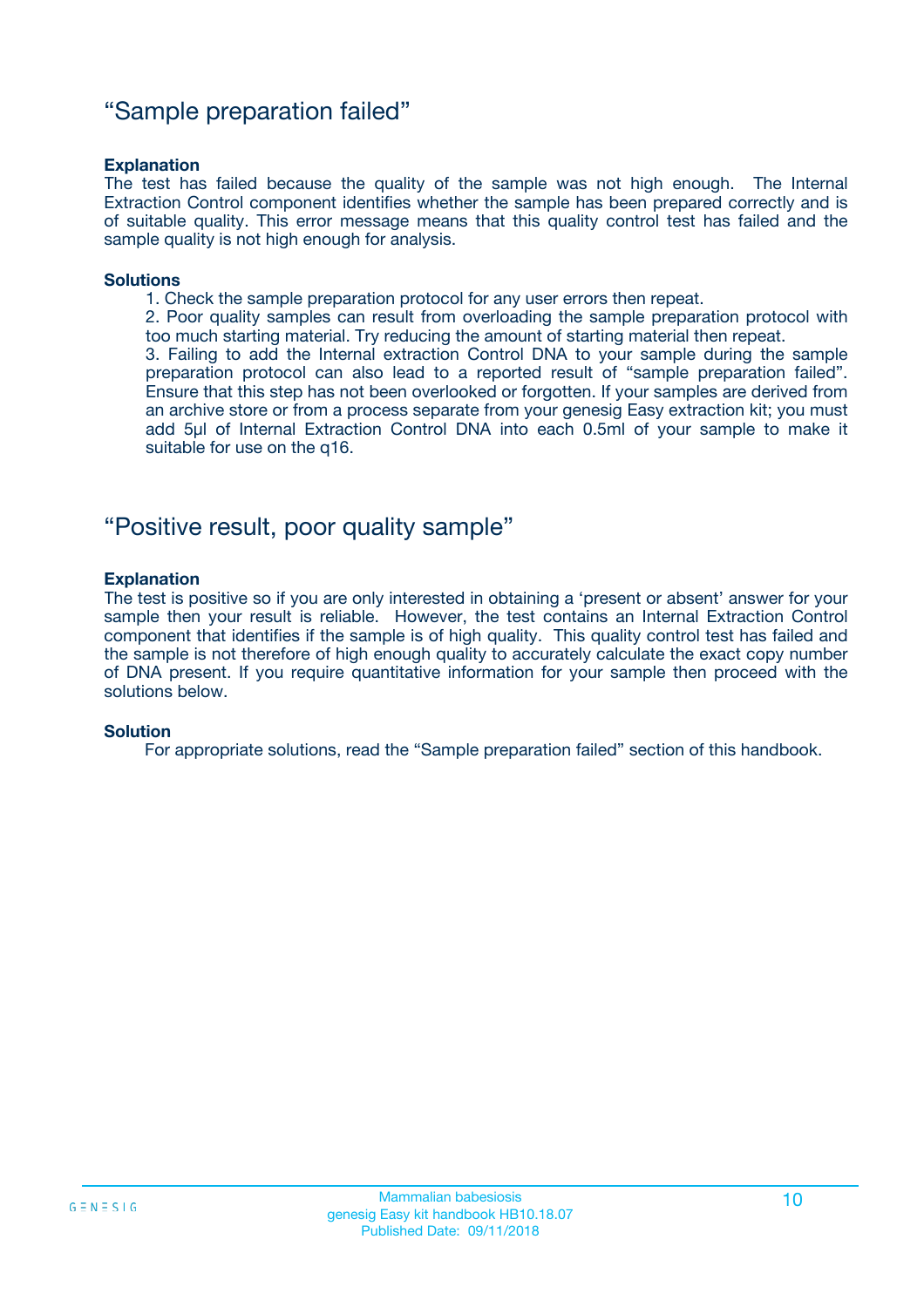## “Sample preparation failed”

**Explanation**

The test has failed because the quality of the sample was not high enough. The Internal Extraction Control component identifies whether the sample has been prepared correctly and is of suitable quality. This error message means that this quality control test has failed and the sample quality is not high enough for analysis.

**Solutions**

1. Check the sample preparation protocol for any user errors then repeat.
2. Poor quality samples can result from overloading the sample preparation protocol with too much starting material. Try reducing the amount of starting material then repeat.
3. Failing to add the Internal extraction Control DNA to your sample during the sample preparation protocol can also lead to a reported result of “sample preparation failed”. Ensure that this step has not been overlooked or forgotten. If your samples are derived from an archive store or from a process separate from your genesig Easy extraction kit; you must add 5µl of Internal Extraction Control DNA into each 0.5ml of your sample to make it suitable for use on the q16.

## “Positive result, poor quality sample”

**Explanation**

The test is positive so if you are only interested in obtaining a ‘present or absent’ answer for your sample then your result is reliable. However, the test contains an Internal Extraction Control component that identifies if the sample is of high quality. This quality control test has failed and the sample is not therefore of high enough quality to accurately calculate the exact copy number of DNA present. If you require quantitative information for your sample then proceed with the solutions below.

**Solution**

For appropriate solutions, read the “Sample preparation failed” section of this handbook.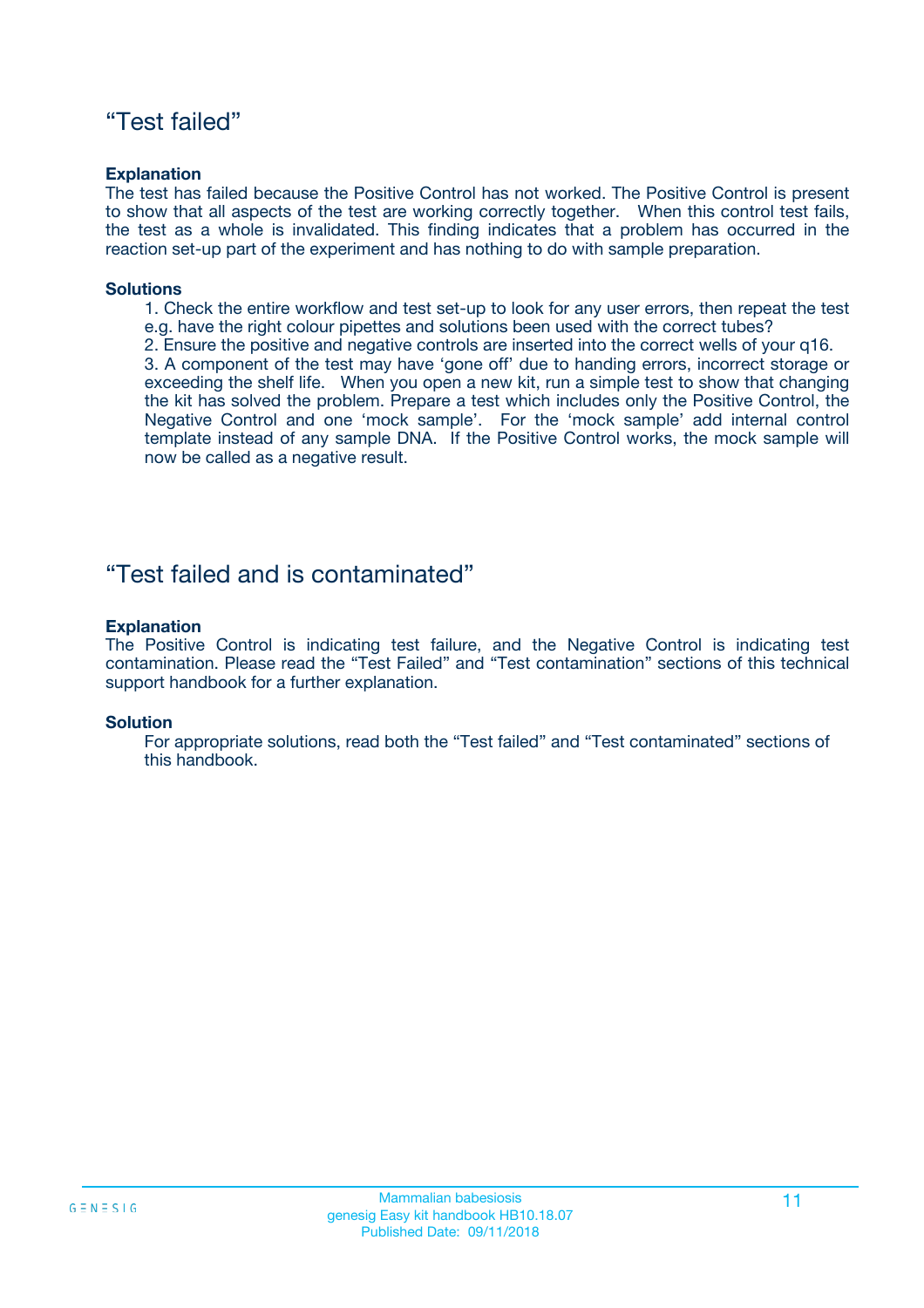## “Test failed”

**Explanation**

The test has failed because the Positive Control has not worked. The Positive Control is present to show that all aspects of the test are working correctly together. When this control test fails, the test as a whole is invalidated. This finding indicates that a problem has occurred in the reaction set-up part of the experiment and has nothing to do with sample preparation.

**Solutions**

1. Check the entire workflow and test set-up to look for any user errors, then repeat the test e.g. have the right colour pipettes and solutions been used with the correct tubes?
2. Ensure the positive and negative controls are inserted into the correct wells of your q16.
3. A component of the test may have ‘gone off’ due to handing errors, incorrect storage or exceeding the shelf life. When you open a new kit, run a simple test to show that changing the kit has solved the problem. Prepare a test which includes only the Positive Control, the Negative Control and one ‘mock sample’. For the ‘mock sample’ add internal control template instead of any sample DNA. If the Positive Control works, the mock sample will now be called as a negative result.

## “Test failed and is contaminated”

**Explanation**

The Positive Control is indicating test failure, and the Negative Control is indicating test contamination. Please read the “Test Failed” and “Test contamination” sections of this technical support handbook for a further explanation.

**Solution**

For appropriate solutions, read both the “Test failed” and “Test contaminated” sections of this handbook.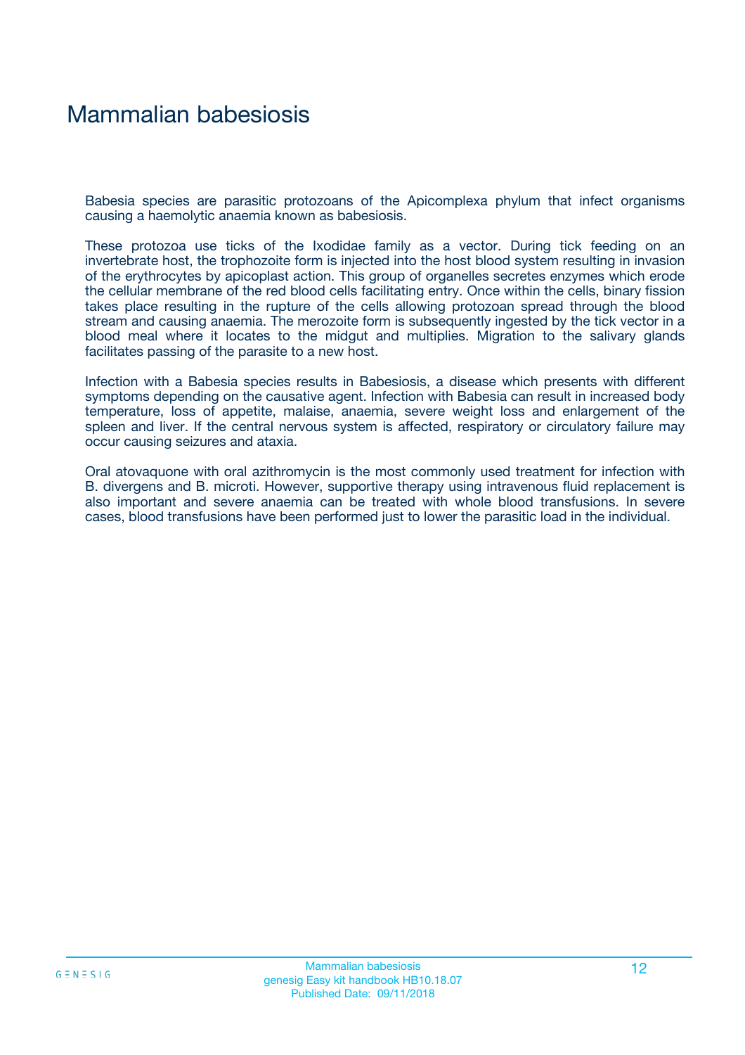# Mammalian babesiosis

Babesia species are parasitic protozoans of the Apicomplexa phylum that infect organisms causing a haemolytic anaemia known as babesiosis.

These protozoa use ticks of the Ixodidae family as a vector. During tick feeding on an invertebrate host, the trophozoite form is injected into the host blood system resulting in invasion of the erythrocytes by apicoplast action. This group of organelles secretes enzymes which erode the cellular membrane of the red blood cells facilitating entry. Once within the cells, binary fission takes place resulting in the rupture of the cells allowing protozoan spread through the blood stream and causing anaemia. The merozoite form is subsequently ingested by the tick vector in a blood meal where it locates to the midgut and multiplies. Migration to the salivary glands facilitates passing of the parasite to a new host.

Infection with a Babesia species results in Babesiosis, a disease which presents with different symptoms depending on the causative agent. Infection with Babesia can result in increased body temperature, loss of appetite, malaise, anaemia, severe weight loss and enlargement of the spleen and liver. If the central nervous system is affected, respiratory or circulatory failure may occur causing seizures and ataxia.

Oral atovaquone with oral azithromycin is the most commonly used treatment for infection with B. divergens and B. microti. However, supportive therapy using intravenous fluid replacement is also important and severe anaemia can be treated with whole blood transfusions. In severe cases, blood transfusions have been performed just to lower the parasitic load in the individual.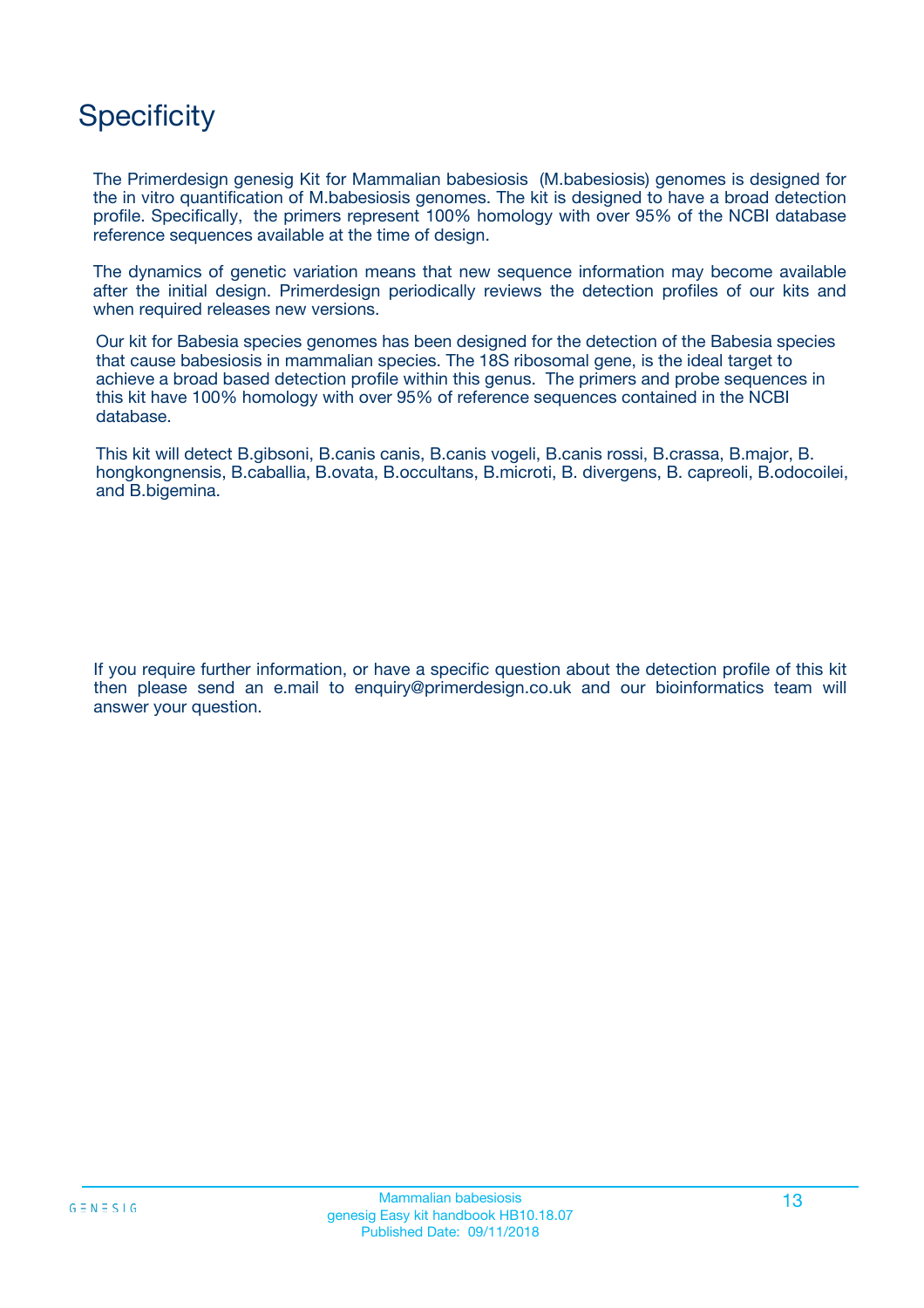# Specificity

The Primerdesign genesig Kit for Mammalian babesiosis (M.babesiosis) genomes is designed for the in vitro quantification of M.babesiosis genomes. The kit is designed to have a broad detection profile. Specifically, the primers represent 100% homology with over 95% of the NCBI database reference sequences available at the time of design.

The dynamics of genetic variation means that new sequence information may become available after the initial design. Primerdesign periodically reviews the detection profiles of our kits and when required releases new versions.

Our kit for Babesia species genomes has been designed for the detection of the Babesia species that cause babesiosis in mammalian species. The 18S ribosomal gene, is the ideal target to achieve a broad based detection profile within this genus. The primers and probe sequences in this kit have 100% homology with over 95% of reference sequences contained in the NCBI database.

This kit will detect B.gibsoni, B.canis canis, B.canis vogeli, B.canis rossi, B.crassa, B.major, B. hongkongnensis, B.caballia, B.ovata, B.occultans, B.microti, B. divergens, B. capreoli, B.odocoilei, and B.bigemina.

If you require further information, or have a specific question about the detection profile of this kit then please send an e.mail to enquiry@primerdesign.co.uk and our bioinformatics team will answer your question.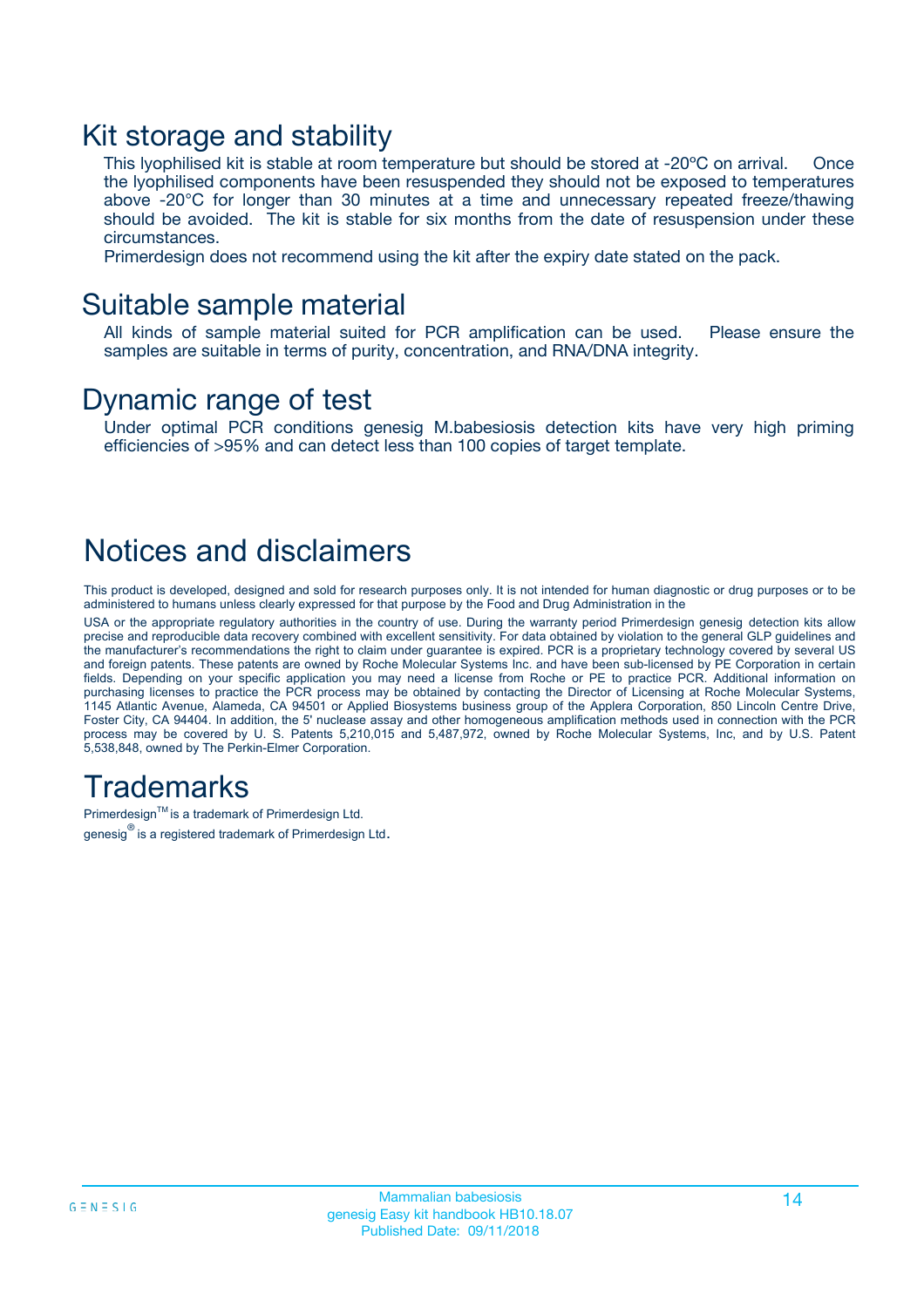# Kit storage and stability

This lyophilised kit is stable at room temperature but should be stored at -20ºC on arrival. Once the lyophilised components have been resuspended they should not be exposed to temperatures above -20°C for longer than 30 minutes at a time and unnecessary repeated freeze/thawing should be avoided. The kit is stable for six months from the date of resuspension under these circumstances.

Primerdesign does not recommend using the kit after the expiry date stated on the pack.

# Suitable sample material

All kinds of sample material suited for PCR amplification can be used. Please ensure the samples are suitable in terms of purity, concentration, and RNA/DNA integrity.

# Dynamic range of test

Under optimal PCR conditions genesig M.babesiosis detection kits have very high priming efficiencies of >95% and can detect less than 100 copies of target template.

# Notices and disclaimers

This product is developed, designed and sold for research purposes only. It is not intended for human diagnostic or drug purposes or to be administered to humans unless clearly expressed for that purpose by the Food and Drug Administration in the USA or the appropriate regulatory authorities in the country of use. During the warranty period Primerdesign genesig detection kits allow precise and reproducible data recovery combined with excellent sensitivity. For data obtained by violation to the general GLP guidelines and the manufacturer's recommendations the right to claim under guarantee is expired. PCR is a proprietary technology covered by several US and foreign patents. These patents are owned by Roche Molecular Systems Inc. and have been sub-licensed by PE Corporation in certain fields. Depending on your specific application you may need a license from Roche or PE to practice PCR. Additional information on purchasing licenses to practice the PCR process may be obtained by contacting the Director of Licensing at Roche Molecular Systems, 1145 Atlantic Avenue, Alameda, CA 94501 or Applied Biosystems business group of the Applera Corporation, 850 Lincoln Centre Drive, Foster City, CA 94404. In addition, the 5' nuclease assay and other homogeneous amplification methods used in connection with the PCR process may be covered by U. S. Patents 5,210,015 and 5,487,972, owned by Roche Molecular Systems, Inc, and by U.S. Patent 5,538,848, owned by The Perkin-Elmer Corporation.

# Trademarks

Primerdesign™ is a trademark of Primerdesign Ltd.

genesig® is a registered trademark of Primerdesign Ltd.